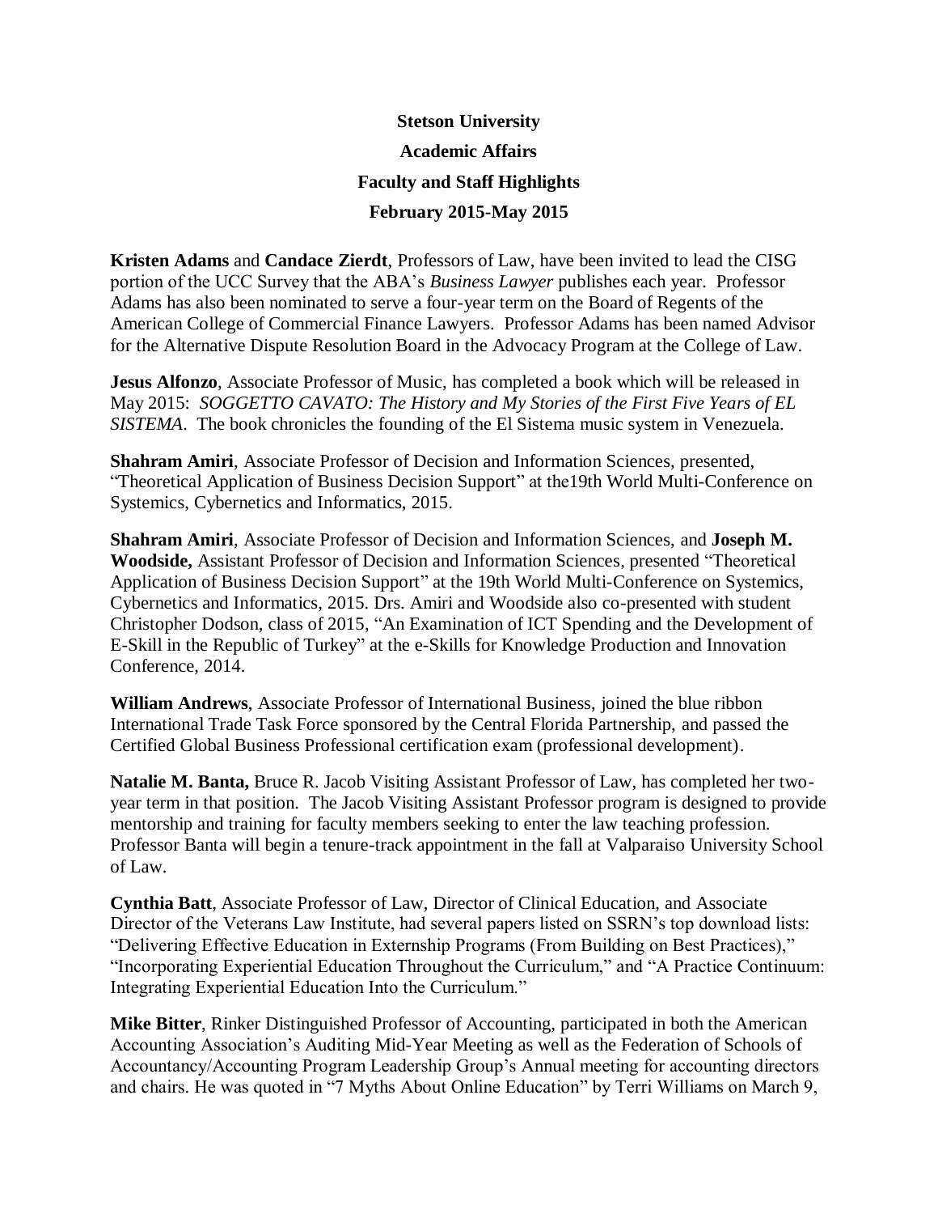**Stetson University**

**Academic Affairs**

**Faculty and Staff Highlights**

**February 2015-May 2015**

**Kristen Adams** and **Candace Zierdt**, Professors of Law, have been invited to lead the CISG portion of the UCC Survey that the ABA's *Business Lawyer* publishes each year. Professor Adams has also been nominated to serve a four-year term on the Board of Regents of the American College of Commercial Finance Lawyers. Professor Adams has been named Advisor for the Alternative Dispute Resolution Board in the Advocacy Program at the College of Law.

**Jesus Alfonzo**, Associate Professor of Music, has completed a book which will be released in May 2015: *SOGGETTO CAVATO: The History and My Stories of the First Five Years of EL SISTEMA*. The book chronicles the founding of the El Sistema music system in Venezuela.

**Shahram Amiri**, Associate Professor of Decision and Information Sciences, presented, "Theoretical Application of Business Decision Support" at the19th World Multi-Conference on Systemics, Cybernetics and Informatics, 2015.

**Shahram Amiri**, Associate Professor of Decision and Information Sciences, and **Joseph M. Woodside,** Assistant Professor of Decision and Information Sciences, presented "Theoretical Application of Business Decision Support" at the 19th World Multi-Conference on Systemics, Cybernetics and Informatics, 2015. Drs. Amiri and Woodside also co-presented with student Christopher Dodson, class of 2015, "An Examination of ICT Spending and the Development of E-Skill in the Republic of Turkey" at the e-Skills for Knowledge Production and Innovation Conference, 2014.

**William Andrews**, Associate Professor of International Business, joined the blue ribbon International Trade Task Force sponsored by the Central Florida Partnership, and passed the Certified Global Business Professional certification exam (professional development).

**Natalie M. Banta,** Bruce R. Jacob Visiting Assistant Professor of Law, has completed her two-year term in that position. The Jacob Visiting Assistant Professor program is designed to provide mentorship and training for faculty members seeking to enter the law teaching profession. Professor Banta will begin a tenure-track appointment in the fall at Valparaiso University School of Law.

**Cynthia Batt**, Associate Professor of Law, Director of Clinical Education, and Associate Director of the Veterans Law Institute, had several papers listed on SSRN's top download lists: "Delivering Effective Education in Externship Programs (From Building on Best Practices)," "Incorporating Experiential Education Throughout the Curriculum," and "A Practice Continuum: Integrating Experiential Education Into the Curriculum."

**Mike Bitter**, Rinker Distinguished Professor of Accounting, participated in both the American Accounting Association's Auditing Mid-Year Meeting as well as the Federation of Schools of Accountancy/Accounting Program Leadership Group's Annual meeting for accounting directors and chairs. He was quoted in "7 Myths About Online Education" by Terri Williams on March 9,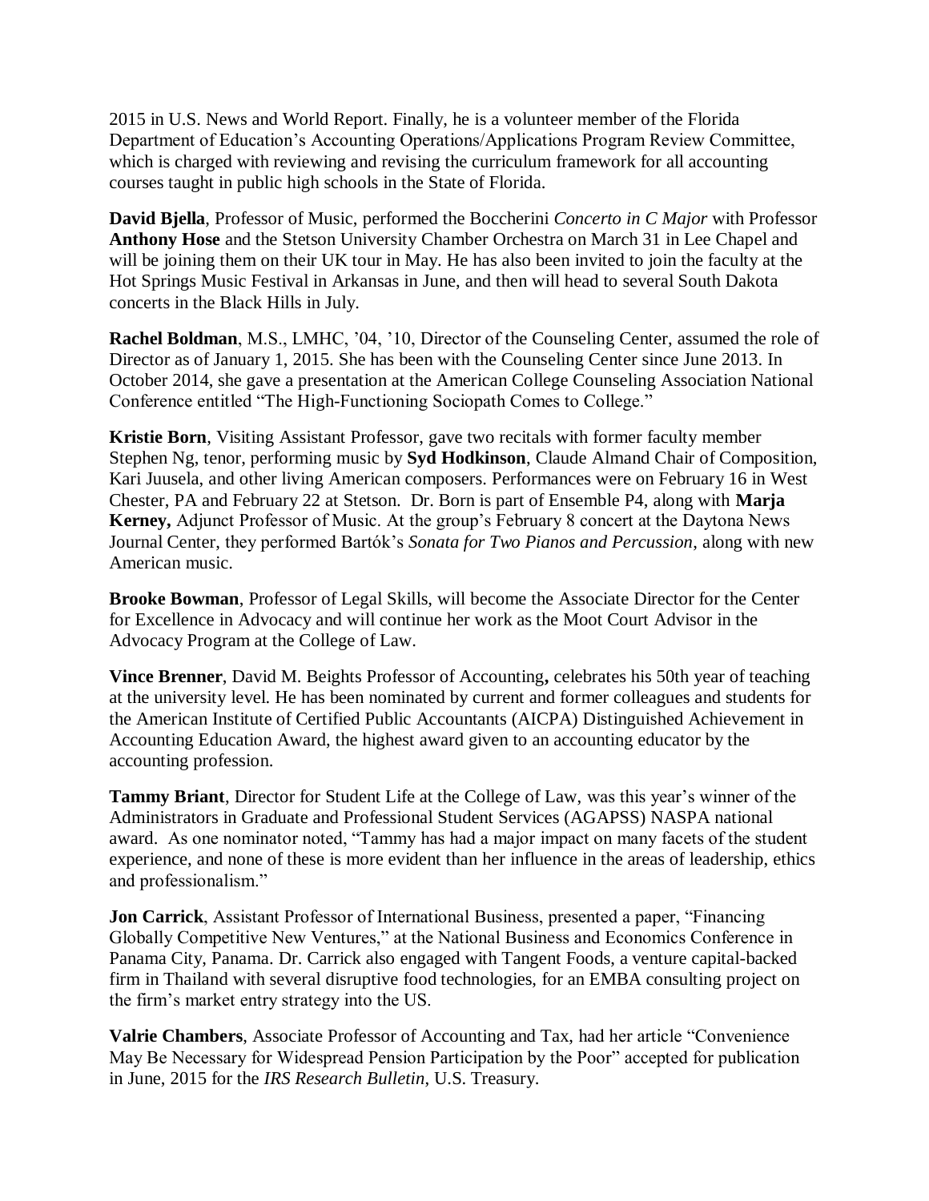2015 in U.S. News and World Report. Finally, he is a volunteer member of the Florida Department of Education's Accounting Operations/Applications Program Review Committee, which is charged with reviewing and revising the curriculum framework for all accounting courses taught in public high schools in the State of Florida.

**David Bjella**, Professor of Music, performed the Boccherini *Concerto in C Major* with Professor **Anthony Hose** and the Stetson University Chamber Orchestra on March 31 in Lee Chapel and will be joining them on their UK tour in May. He has also been invited to join the faculty at the Hot Springs Music Festival in Arkansas in June, and then will head to several South Dakota concerts in the Black Hills in July.

**Rachel Boldman**, M.S., LMHC, '04, '10, Director of the Counseling Center, assumed the role of Director as of January 1, 2015. She has been with the Counseling Center since June 2013. In October 2014, she gave a presentation at the American College Counseling Association National Conference entitled "The High-Functioning Sociopath Comes to College."

**Kristie Born**, Visiting Assistant Professor, gave two recitals with former faculty member Stephen Ng, tenor, performing music by **Syd Hodkinson**, Claude Almand Chair of Composition, Kari Juusela, and other living American composers. Performances were on February 16 in West Chester, PA and February 22 at Stetson. Dr. Born is part of Ensemble P4, along with **Marja Kerney,** Adjunct Professor of Music. At the group's February 8 concert at the Daytona News Journal Center, they performed Bartók's *Sonata for Two Pianos and Percussion*, along with new American music.

**Brooke Bowman**, Professor of Legal Skills, will become the Associate Director for the Center for Excellence in Advocacy and will continue her work as the Moot Court Advisor in the Advocacy Program at the College of Law.

**Vince Brenner**, David M. Beights Professor of Accounting**,** celebrates his 50th year of teaching at the university level. He has been nominated by current and former colleagues and students for the American Institute of Certified Public Accountants (AICPA) Distinguished Achievement in Accounting Education Award, the highest award given to an accounting educator by the accounting profession.

**Tammy Briant**, Director for Student Life at the College of Law, was this year's winner of the Administrators in Graduate and Professional Student Services (AGAPSS) NASPA national award. As one nominator noted, "Tammy has had a major impact on many facets of the student experience, and none of these is more evident than her influence in the areas of leadership, ethics and professionalism."

**Jon Carrick**, Assistant Professor of International Business, presented a paper, "Financing Globally Competitive New Ventures," at the National Business and Economics Conference in Panama City, Panama. Dr. Carrick also engaged with Tangent Foods, a venture capital-backed firm in Thailand with several disruptive food technologies, for an EMBA consulting project on the firm's market entry strategy into the US.

**Valrie Chambers**, Associate Professor of Accounting and Tax, had her article "Convenience May Be Necessary for Widespread Pension Participation by the Poor" accepted for publication in June, 2015 for the *IRS Research Bulletin*, U.S. Treasury.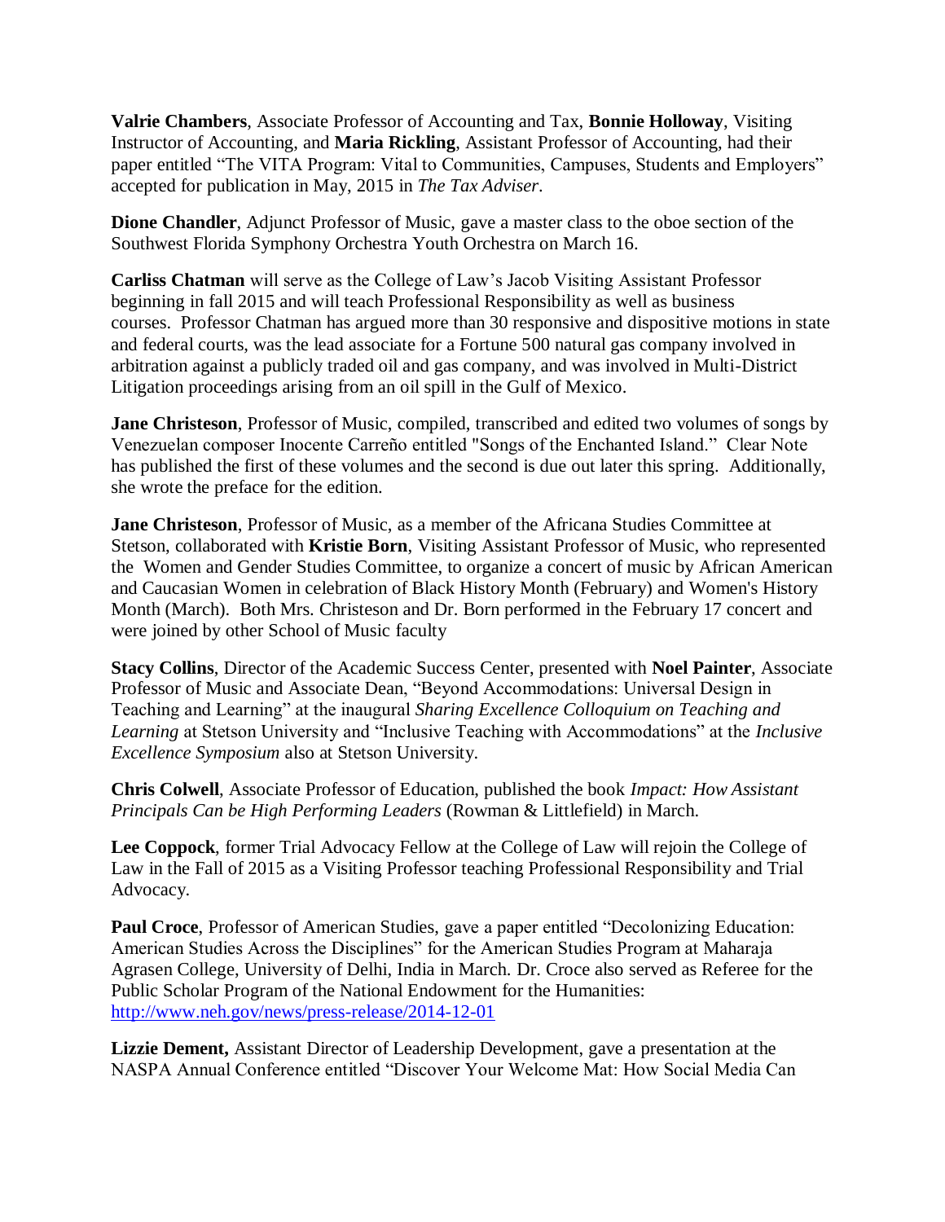**Valrie Chambers**, Associate Professor of Accounting and Tax, **Bonnie Holloway**, Visiting Instructor of Accounting, and **Maria Rickling**, Assistant Professor of Accounting, had their paper entitled "The VITA Program: Vital to Communities, Campuses, Students and Employers" accepted for publication in May, 2015 in *The Tax Adviser*.

**Dione Chandler**, Adjunct Professor of Music, gave a master class to the oboe section of the Southwest Florida Symphony Orchestra Youth Orchestra on March 16.

**Carliss Chatman** will serve as the College of Law's Jacob Visiting Assistant Professor beginning in fall 2015 and will teach Professional Responsibility as well as business courses. Professor Chatman has argued more than 30 responsive and dispositive motions in state and federal courts, was the lead associate for a Fortune 500 natural gas company involved in arbitration against a publicly traded oil and gas company, and was involved in Multi-District Litigation proceedings arising from an oil spill in the Gulf of Mexico.

**Jane Christeson**, Professor of Music, compiled, transcribed and edited two volumes of songs by Venezuelan composer Inocente Carreño entitled "Songs of the Enchanted Island." Clear Note has published the first of these volumes and the second is due out later this spring. Additionally, she wrote the preface for the edition.

**Jane Christeson**, Professor of Music, as a member of the Africana Studies Committee at Stetson, collaborated with **Kristie Born**, Visiting Assistant Professor of Music, who represented the Women and Gender Studies Committee, to organize a concert of music by African American and Caucasian Women in celebration of Black History Month (February) and Women's History Month (March). Both Mrs. Christeson and Dr. Born performed in the February 17 concert and were joined by other School of Music faculty

**Stacy Collins**, Director of the Academic Success Center, presented with **Noel Painter**, Associate Professor of Music and Associate Dean, "Beyond Accommodations: Universal Design in Teaching and Learning" at the inaugural *Sharing Excellence Colloquium on Teaching and Learning* at Stetson University and "Inclusive Teaching with Accommodations" at the *Inclusive Excellence Symposium* also at Stetson University.

**Chris Colwell**, Associate Professor of Education, published the book *Impact: How Assistant Principals Can be High Performing Leaders* (Rowman & Littlefield) in March.

**Lee Coppock**, former Trial Advocacy Fellow at the College of Law will rejoin the College of Law in the Fall of 2015 as a Visiting Professor teaching Professional Responsibility and Trial Advocacy.

**Paul Croce**, Professor of American Studies, gave a paper entitled "Decolonizing Education: American Studies Across the Disciplines" for the American Studies Program at Maharaja Agrasen College, University of Delhi, India in March. Dr. Croce also served as Referee for the Public Scholar Program of the National Endowment for the Humanities: [http://www.neh.gov/news/press-release/2014-12-01](http://www.neh.gov/news/press-release/2014-12-01)

**Lizzie Dement,** Assistant Director of Leadership Development, gave a presentation at the NASPA Annual Conference entitled "Discover Your Welcome Mat: How Social Media Can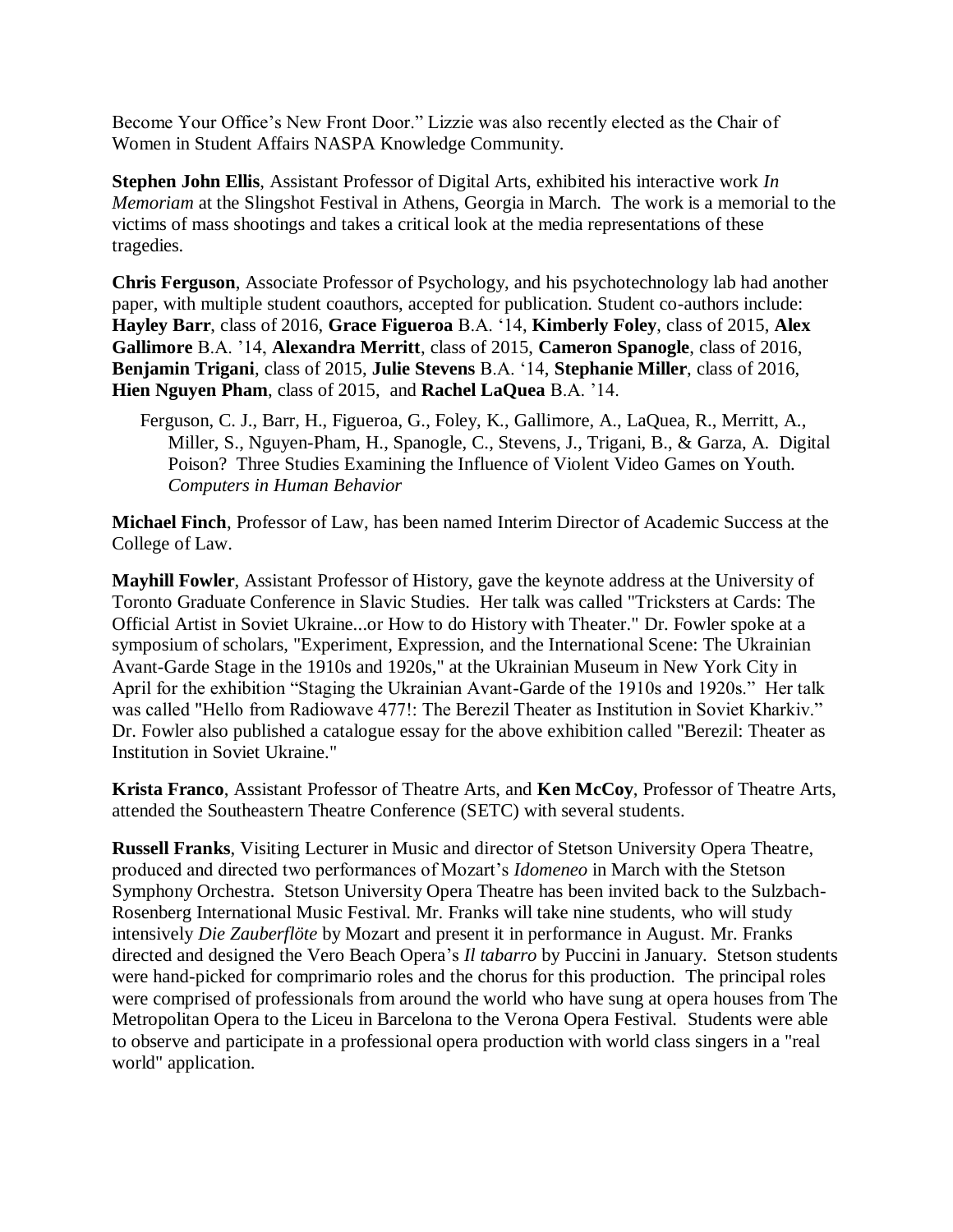Become Your Office's New Front Door." Lizzie was also recently elected as the Chair of Women in Student Affairs NASPA Knowledge Community.

**Stephen John Ellis**, Assistant Professor of Digital Arts, exhibited his interactive work *In Memoriam* at the Slingshot Festival in Athens, Georgia in March. The work is a memorial to the victims of mass shootings and takes a critical look at the media representations of these tragedies.

**Chris Ferguson**, Associate Professor of Psychology, and his psychotechnology lab had another paper, with multiple student coauthors, accepted for publication. Student co-authors include: **Hayley Barr**, class of 2016, **Grace Figueroa** B.A. '14, **Kimberly Foley**, class of 2015, **Alex Gallimore** B.A. '14, **Alexandra Merritt**, class of 2015, **Cameron Spanogle**, class of 2016, **Benjamin Trigani**, class of 2015, **Julie Stevens** B.A. '14, **Stephanie Miller**, class of 2016, **Hien Nguyen Pham**, class of 2015, and **Rachel LaQuea** B.A. '14.

> Ferguson, C. J., Barr, H., Figueroa, G., Foley, K., Gallimore, A., LaQuea, R., Merritt, A., Miller, S., Nguyen-Pham, H., Spanogle, C., Stevens, J., Trigani, B., & Garza, A. Digital Poison? Three Studies Examining the Influence of Violent Video Games on Youth. *Computers in Human Behavior*

**Michael Finch**, Professor of Law, has been named Interim Director of Academic Success at the College of Law.

**Mayhill Fowler**, Assistant Professor of History, gave the keynote address at the University of Toronto Graduate Conference in Slavic Studies. Her talk was called "Tricksters at Cards: The Official Artist in Soviet Ukraine...or How to do History with Theater." Dr. Fowler spoke at a symposium of scholars, "Experiment, Expression, and the International Scene: The Ukrainian Avant-Garde Stage in the 1910s and 1920s," at the Ukrainian Museum in New York City in April for the exhibition "Staging the Ukrainian Avant-Garde of the 1910s and 1920s." Her talk was called "Hello from Radiowave 477!: The Berezil Theater as Institution in Soviet Kharkiv." Dr. Fowler also published a catalogue essay for the above exhibition called "Berezil: Theater as Institution in Soviet Ukraine."

**Krista Franco**, Assistant Professor of Theatre Arts, and **Ken McCoy**, Professor of Theatre Arts, attended the Southeastern Theatre Conference (SETC) with several students.

**Russell Franks**, Visiting Lecturer in Music and director of Stetson University Opera Theatre, produced and directed two performances of Mozart's *Idomeneo* in March with the Stetson Symphony Orchestra. Stetson University Opera Theatre has been invited back to the Sulzbach-Rosenberg International Music Festival. Mr. Franks will take nine students, who will study intensively *Die Zauberflöte* by Mozart and present it in performance in August. Mr. Franks directed and designed the Vero Beach Opera's *Il tabarro* by Puccini in January. Stetson students were hand-picked for comprimario roles and the chorus for this production. The principal roles were comprised of professionals from around the world who have sung at opera houses from The Metropolitan Opera to the Liceu in Barcelona to the Verona Opera Festival. Students were able to observe and participate in a professional opera production with world class singers in a "real world" application.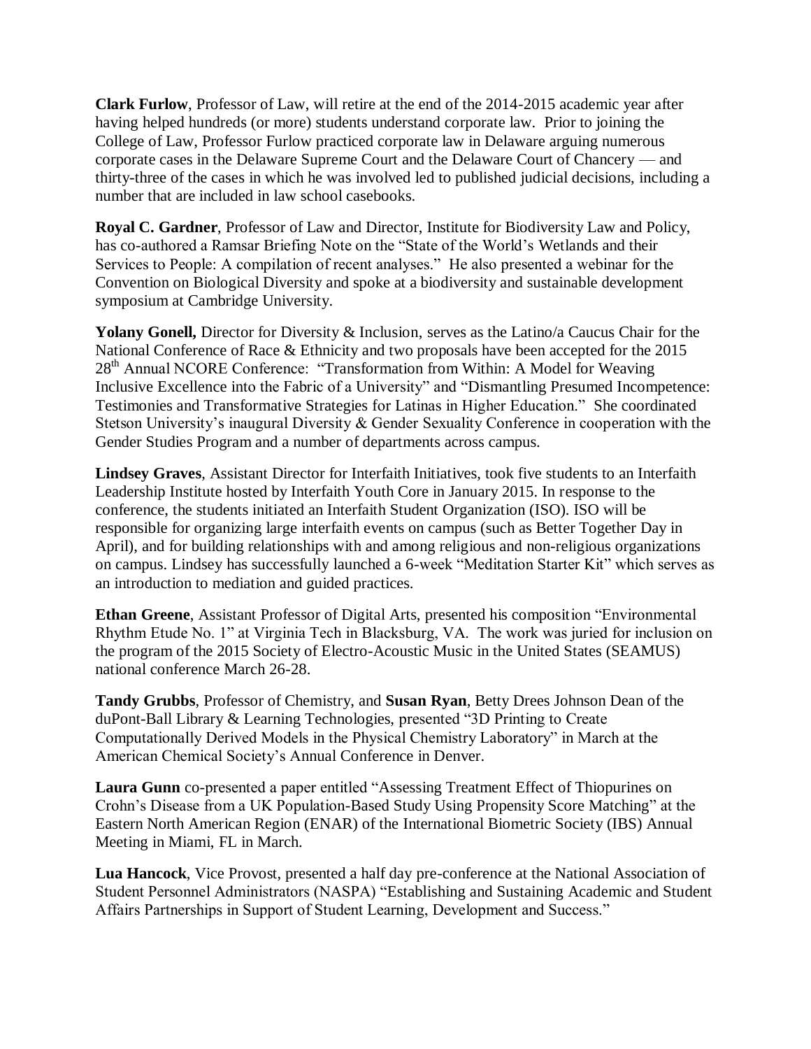**Clark Furlow**, Professor of Law, will retire at the end of the 2014-2015 academic year after having helped hundreds (or more) students understand corporate law. Prior to joining the College of Law, Professor Furlow practiced corporate law in Delaware arguing numerous corporate cases in the Delaware Supreme Court and the Delaware Court of Chancery — and thirty-three of the cases in which he was involved led to published judicial decisions, including a number that are included in law school casebooks.

**Royal C. Gardner**, Professor of Law and Director, Institute for Biodiversity Law and Policy, has co-authored a Ramsar Briefing Note on the "State of the World's Wetlands and their Services to People: A compilation of recent analyses." He also presented a webinar for the Convention on Biological Diversity and spoke at a biodiversity and sustainable development symposium at Cambridge University.

**Yolany Gonell,** Director for Diversity & Inclusion, serves as the Latino/a Caucus Chair for the National Conference of Race & Ethnicity and two proposals have been accepted for the 2015 28th Annual NCORE Conference: "Transformation from Within: A Model for Weaving Inclusive Excellence into the Fabric of a University" and "Dismantling Presumed Incompetence: Testimonies and Transformative Strategies for Latinas in Higher Education." She coordinated Stetson University's inaugural Diversity & Gender Sexuality Conference in cooperation with the Gender Studies Program and a number of departments across campus.

**Lindsey Graves**, Assistant Director for Interfaith Initiatives, took five students to an Interfaith Leadership Institute hosted by Interfaith Youth Core in January 2015. In response to the conference, the students initiated an Interfaith Student Organization (ISO). ISO will be responsible for organizing large interfaith events on campus (such as Better Together Day in April), and for building relationships with and among religious and non-religious organizations on campus. Lindsey has successfully launched a 6-week "Meditation Starter Kit" which serves as an introduction to mediation and guided practices.

**Ethan Greene**, Assistant Professor of Digital Arts, presented his composition "Environmental Rhythm Etude No. 1" at Virginia Tech in Blacksburg, VA. The work was juried for inclusion on the program of the 2015 Society of Electro-Acoustic Music in the United States (SEAMUS) national conference March 26-28.

**Tandy Grubbs**, Professor of Chemistry, and **Susan Ryan**, Betty Drees Johnson Dean of the duPont-Ball Library & Learning Technologies, presented "3D Printing to Create Computationally Derived Models in the Physical Chemistry Laboratory" in March at the American Chemical Society's Annual Conference in Denver.

**Laura Gunn** co-presented a paper entitled "Assessing Treatment Effect of Thiopurines on Crohn's Disease from a UK Population-Based Study Using Propensity Score Matching" at the Eastern North American Region (ENAR) of the International Biometric Society (IBS) Annual Meeting in Miami, FL in March.

**Lua Hancock**, Vice Provost, presented a half day pre-conference at the National Association of Student Personnel Administrators (NASPA) "Establishing and Sustaining Academic and Student Affairs Partnerships in Support of Student Learning, Development and Success."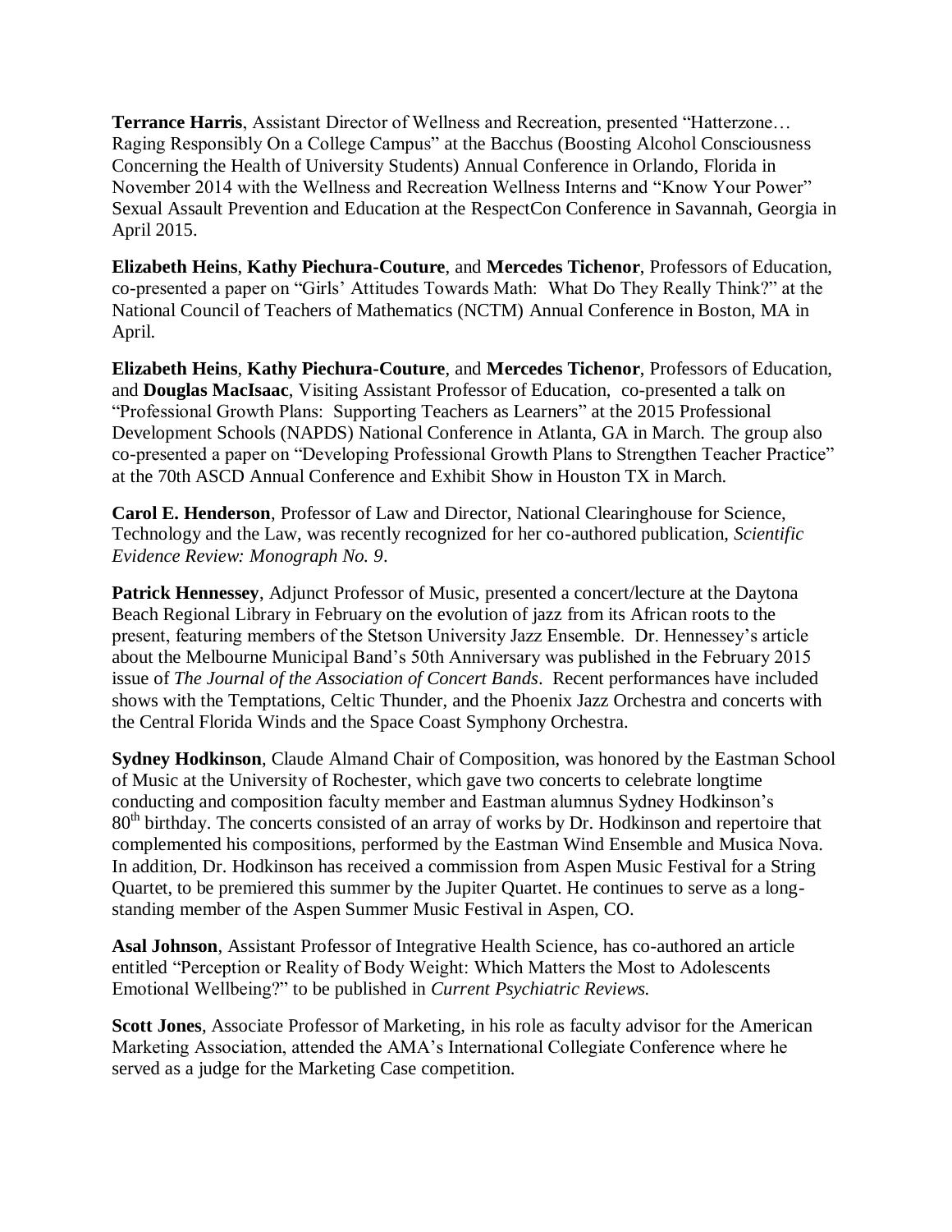**Terrance Harris**, Assistant Director of Wellness and Recreation, presented "Hatterzone… Raging Responsibly On a College Campus" at the Bacchus (Boosting Alcohol Consciousness Concerning the Health of University Students) Annual Conference in Orlando, Florida in November 2014 with the Wellness and Recreation Wellness Interns and "Know Your Power" Sexual Assault Prevention and Education at the RespectCon Conference in Savannah, Georgia in April 2015.

**Elizabeth Heins**, **Kathy Piechura-Couture**, and **Mercedes Tichenor**, Professors of Education, co-presented a paper on "Girls' Attitudes Towards Math: What Do They Really Think?" at the National Council of Teachers of Mathematics (NCTM) Annual Conference in Boston, MA in April.

**Elizabeth Heins**, **Kathy Piechura-Couture**, and **Mercedes Tichenor**, Professors of Education, and **Douglas MacIsaac**, Visiting Assistant Professor of Education, co-presented a talk on "Professional Growth Plans: Supporting Teachers as Learners" at the 2015 Professional Development Schools (NAPDS) National Conference in Atlanta, GA in March. The group also co-presented a paper on "Developing Professional Growth Plans to Strengthen Teacher Practice" at the 70th ASCD Annual Conference and Exhibit Show in Houston TX in March.

**Carol E. Henderson**, Professor of Law and Director, National Clearinghouse for Science, Technology and the Law, was recently recognized for her co-authored publication, *Scientific Evidence Review: Monograph No. 9*.

**Patrick Hennessey**, Adjunct Professor of Music, presented a concert/lecture at the Daytona Beach Regional Library in February on the evolution of jazz from its African roots to the present, featuring members of the Stetson University Jazz Ensemble. Dr. Hennessey's article about the Melbourne Municipal Band's 50th Anniversary was published in the February 2015 issue of *The Journal of the Association of Concert Bands*. Recent performances have included shows with the Temptations, Celtic Thunder, and the Phoenix Jazz Orchestra and concerts with the Central Florida Winds and the Space Coast Symphony Orchestra.

**Sydney Hodkinson**, Claude Almand Chair of Composition, was honored by the Eastman School of Music at the University of Rochester, which gave two concerts to celebrate longtime conducting and composition faculty member and Eastman alumnus Sydney Hodkinson's 80th birthday. The concerts consisted of an array of works by Dr. Hodkinson and repertoire that complemented his compositions, performed by the Eastman Wind Ensemble and Musica Nova. In addition, Dr. Hodkinson has received a commission from Aspen Music Festival for a String Quartet, to be premiered this summer by the Jupiter Quartet. He continues to serve as a long-standing member of the Aspen Summer Music Festival in Aspen, CO.

**Asal Johnson**, Assistant Professor of Integrative Health Science, has co-authored an article entitled "Perception or Reality of Body Weight: Which Matters the Most to Adolescents Emotional Wellbeing?" to be published in *Current Psychiatric Reviews.*

**Scott Jones**, Associate Professor of Marketing, in his role as faculty advisor for the American Marketing Association, attended the AMA's International Collegiate Conference where he served as a judge for the Marketing Case competition.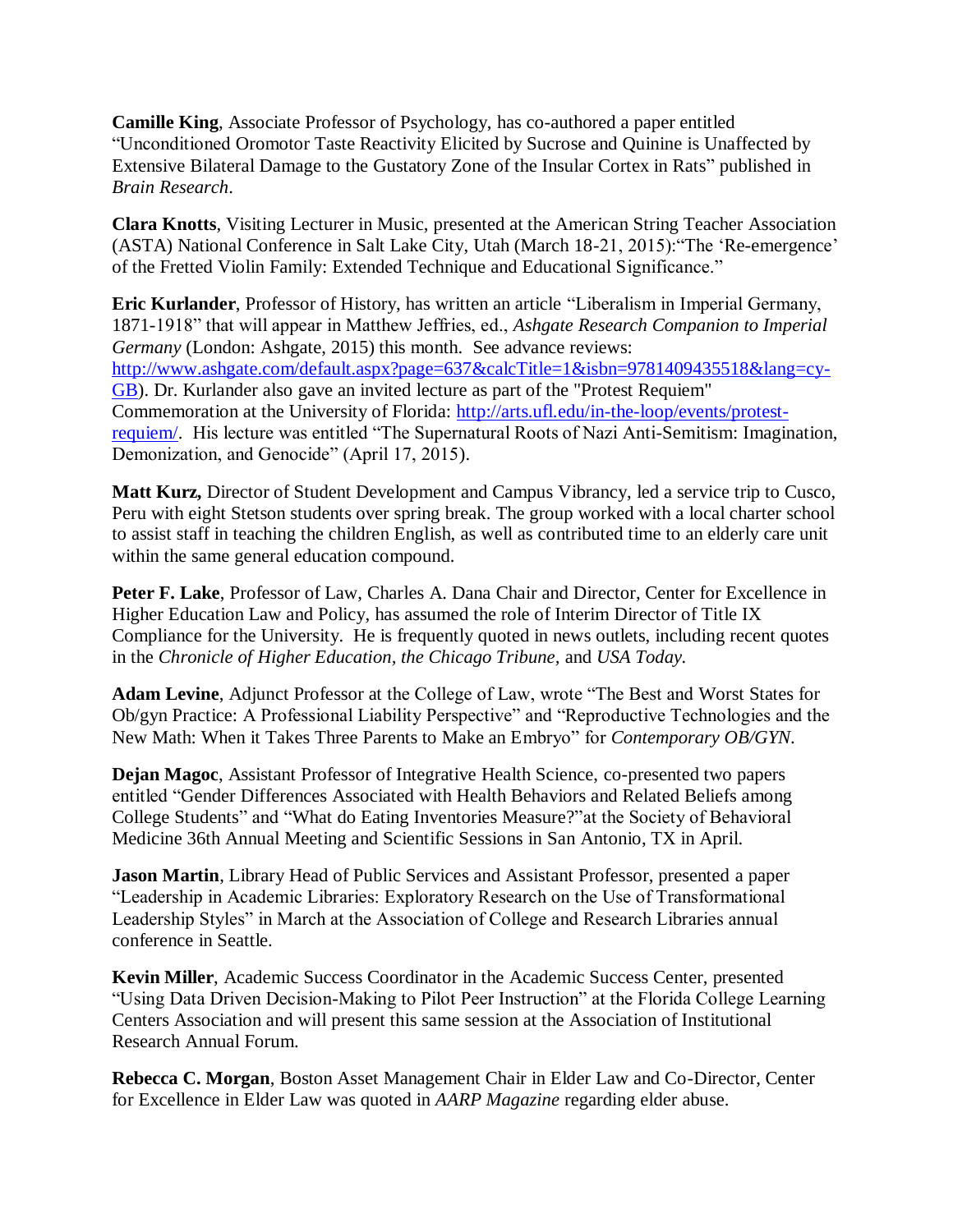**Camille King**, Associate Professor of Psychology, has co-authored a paper entitled "Unconditioned Oromotor Taste Reactivity Elicited by Sucrose and Quinine is Unaffected by Extensive Bilateral Damage to the Gustatory Zone of the Insular Cortex in Rats" published in *Brain Research*.

**Clara Knotts**, Visiting Lecturer in Music, presented at the American String Teacher Association (ASTA) National Conference in Salt Lake City, Utah (March 18-21, 2015):"The 'Re-emergence' of the Fretted Violin Family: Extended Technique and Educational Significance."

**Eric Kurlander**, Professor of History, has written an article "Liberalism in Imperial Germany, 1871-1918" that will appear in Matthew Jeffries, ed., *Ashgate Research Companion to Imperial Germany* (London: Ashgate, 2015) this month. See advance reviews: [http://www.ashgate.com/default.aspx?page=637&calcTitle=1&isbn=9781409435518&lang=cy-GB](http://www.ashgate.com/default.aspx?page=637&calcTitle=1&isbn=9781409435518&lang=cy-GB)). Dr. Kurlander also gave an invited lecture as part of the "Protest Requiem" Commemoration at the University of Florida: [http://arts.ufl.edu/in-the-loop/events/protest-requiem/](http://arts.ufl.edu/in-the-loop/events/protest-requiem/). His lecture was entitled "The Supernatural Roots of Nazi Anti-Semitism: Imagination, Demonization, and Genocide" (April 17, 2015).

**Matt Kurz,** Director of Student Development and Campus Vibrancy, led a service trip to Cusco, Peru with eight Stetson students over spring break. The group worked with a local charter school to assist staff in teaching the children English, as well as contributed time to an elderly care unit within the same general education compound.

**Peter F. Lake**, Professor of Law, Charles A. Dana Chair and Director, Center for Excellence in Higher Education Law and Policy, has assumed the role of Interim Director of Title IX Compliance for the University. He is frequently quoted in news outlets, including recent quotes in the *Chronicle of Higher Education, the Chicago Tribune,* and *USA Today.*

**Adam Levine**, Adjunct Professor at the College of Law, wrote "The Best and Worst States for Ob/gyn Practice: A Professional Liability Perspective" and "Reproductive Technologies and the New Math: When it Takes Three Parents to Make an Embryo" for *Contemporary OB/GYN.*

**Dejan Magoc**, Assistant Professor of Integrative Health Science, co-presented two papers entitled "Gender Differences Associated with Health Behaviors and Related Beliefs among College Students" and "What do Eating Inventories Measure?"at the Society of Behavioral Medicine 36th Annual Meeting and Scientific Sessions in San Antonio, TX in April.

**Jason Martin**, Library Head of Public Services and Assistant Professor, presented a paper "Leadership in Academic Libraries: Exploratory Research on the Use of Transformational Leadership Styles" in March at the Association of College and Research Libraries annual conference in Seattle.

**Kevin Miller**, Academic Success Coordinator in the Academic Success Center, presented "Using Data Driven Decision-Making to Pilot Peer Instruction" at the Florida College Learning Centers Association and will present this same session at the Association of Institutional Research Annual Forum.

**Rebecca C. Morgan**, Boston Asset Management Chair in Elder Law and Co-Director, Center for Excellence in Elder Law was quoted in *AARP Magazine* regarding elder abuse.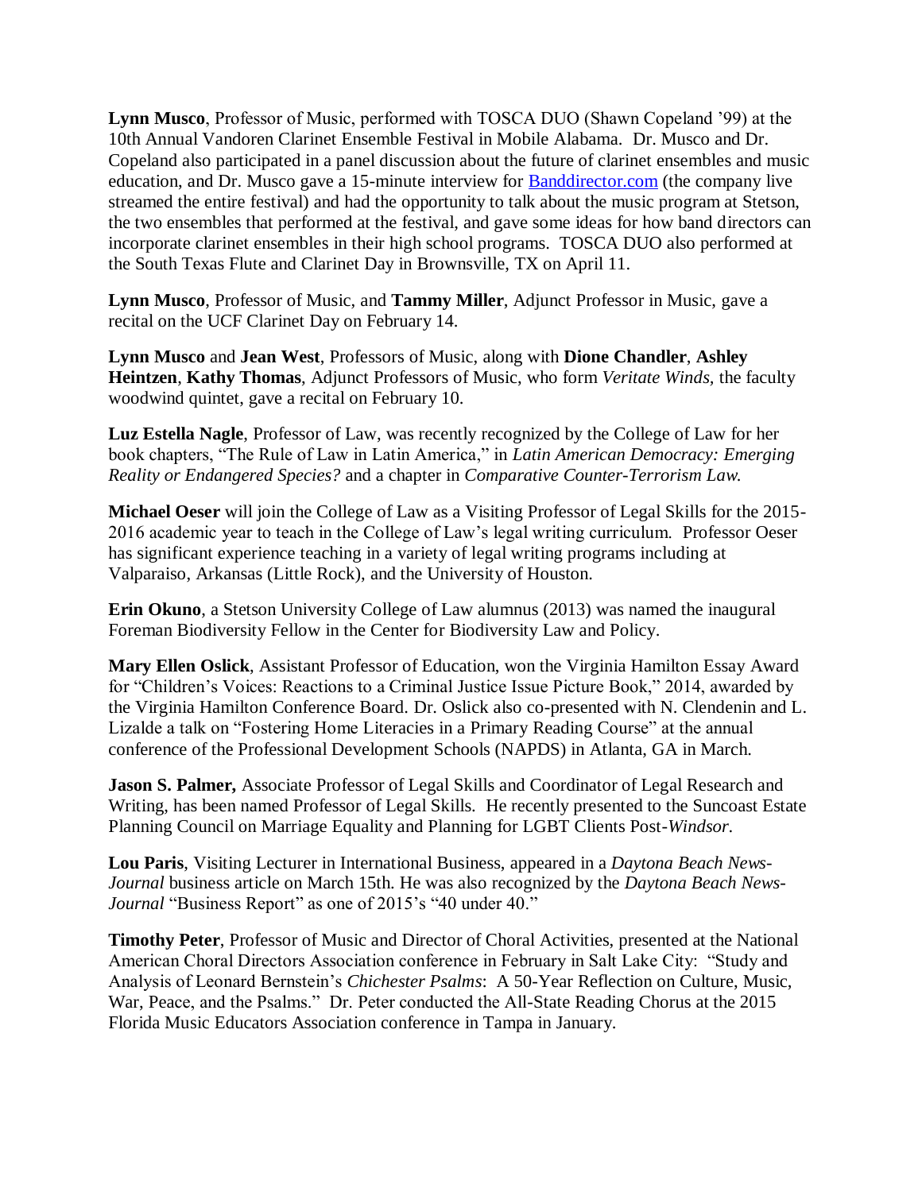**Lynn Musco**, Professor of Music, performed with TOSCA DUO (Shawn Copeland '99) at the 10th Annual Vandoren Clarinet Ensemble Festival in Mobile Alabama. Dr. Musco and Dr. Copeland also participated in a panel discussion about the future of clarinet ensembles and music education, and Dr. Musco gave a 15-minute interview for [Banddirector.com](Banddirector.com) (the company live streamed the entire festival) and had the opportunity to talk about the music program at Stetson, the two ensembles that performed at the festival, and gave some ideas for how band directors can incorporate clarinet ensembles in their high school programs. TOSCA DUO also performed at the South Texas Flute and Clarinet Day in Brownsville, TX on April 11.

**Lynn Musco**, Professor of Music, and **Tammy Miller**, Adjunct Professor in Music, gave a recital on the UCF Clarinet Day on February 14.

**Lynn Musco** and **Jean West**, Professors of Music, along with **Dione Chandler**, **Ashley Heintzen**, **Kathy Thomas**, Adjunct Professors of Music, who form *Veritate Winds*, the faculty woodwind quintet, gave a recital on February 10.

**Luz Estella Nagle**, Professor of Law, was recently recognized by the College of Law for her book chapters, "The Rule of Law in Latin America," in *Latin American Democracy: Emerging Reality or Endangered Species?* and a chapter in *Comparative Counter-Terrorism Law.*

**Michael Oeser** will join the College of Law as a Visiting Professor of Legal Skills for the 2015-2016 academic year to teach in the College of Law's legal writing curriculum. Professor Oeser has significant experience teaching in a variety of legal writing programs including at Valparaiso, Arkansas (Little Rock), and the University of Houston.

**Erin Okuno**, a Stetson University College of Law alumnus (2013) was named the inaugural Foreman Biodiversity Fellow in the Center for Biodiversity Law and Policy.

**Mary Ellen Oslick**, Assistant Professor of Education, won the Virginia Hamilton Essay Award for "Children's Voices: Reactions to a Criminal Justice Issue Picture Book," 2014, awarded by the Virginia Hamilton Conference Board. Dr. Oslick also co-presented with N. Clendenin and L. Lizalde a talk on "Fostering Home Literacies in a Primary Reading Course" at the annual conference of the Professional Development Schools (NAPDS) in Atlanta, GA in March.

**Jason S. Palmer,** Associate Professor of Legal Skills and Coordinator of Legal Research and Writing, has been named Professor of Legal Skills. He recently presented to the Suncoast Estate Planning Council on Marriage Equality and Planning for LGBT Clients Post-*Windsor.*

**Lou Paris**, Visiting Lecturer in International Business, appeared in a *Daytona Beach News-Journal* business article on March 15th. He was also recognized by the *Daytona Beach News-Journal* "Business Report" as one of 2015's "40 under 40."

**Timothy Peter**, Professor of Music and Director of Choral Activities, presented at the National American Choral Directors Association conference in February in Salt Lake City: "Study and Analysis of Leonard Bernstein's *Chichester Psalms*: A 50-Year Reflection on Culture, Music, War, Peace, and the Psalms." Dr. Peter conducted the All-State Reading Chorus at the 2015 Florida Music Educators Association conference in Tampa in January.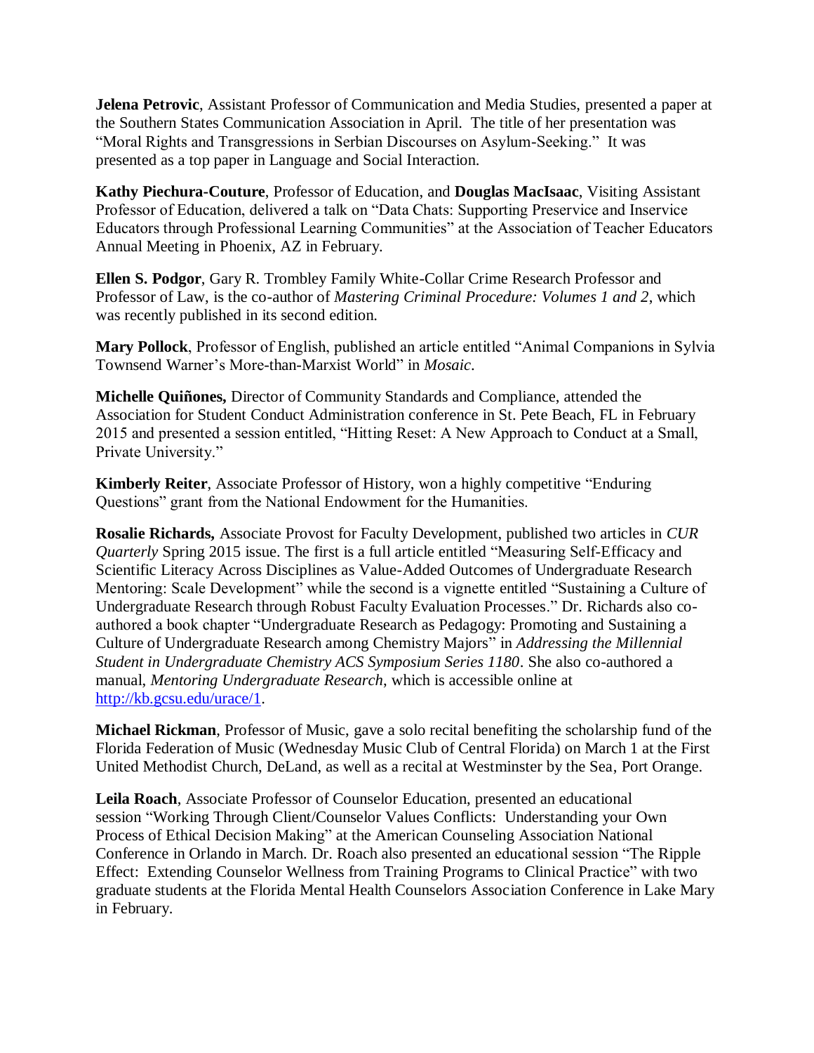**Jelena Petrovic**, Assistant Professor of Communication and Media Studies, presented a paper at the Southern States Communication Association in April. The title of her presentation was "Moral Rights and Transgressions in Serbian Discourses on Asylum-Seeking." It was presented as a top paper in Language and Social Interaction.

**Kathy Piechura-Couture**, Professor of Education, and **Douglas MacIsaac**, Visiting Assistant Professor of Education, delivered a talk on "Data Chats: Supporting Preservice and Inservice Educators through Professional Learning Communities" at the Association of Teacher Educators Annual Meeting in Phoenix, AZ in February.

**Ellen S. Podgor**, Gary R. Trombley Family White-Collar Crime Research Professor and Professor of Law, is the co-author of *Mastering Criminal Procedure: Volumes 1 and 2*, which was recently published in its second edition.

**Mary Pollock**, Professor of English, published an article entitled "Animal Companions in Sylvia Townsend Warner's More-than-Marxist World" in *Mosaic*.

**Michelle Quiñones,** Director of Community Standards and Compliance, attended the Association for Student Conduct Administration conference in St. Pete Beach, FL in February 2015 and presented a session entitled, "Hitting Reset: A New Approach to Conduct at a Small, Private University."

**Kimberly Reiter**, Associate Professor of History, won a highly competitive "Enduring Questions" grant from the National Endowment for the Humanities.

**Rosalie Richards,** Associate Provost for Faculty Development, published two articles in *CUR Quarterly* Spring 2015 issue. The first is a full article entitled "Measuring Self-Efficacy and Scientific Literacy Across Disciplines as Value-Added Outcomes of Undergraduate Research Mentoring: Scale Development" while the second is a vignette entitled "Sustaining a Culture of Undergraduate Research through Robust Faculty Evaluation Processes." Dr. Richards also co-authored a book chapter "Undergraduate Research as Pedagogy: Promoting and Sustaining a Culture of Undergraduate Research among Chemistry Majors" in *Addressing the Millennial Student in Undergraduate Chemistry ACS Symposium Series 1180*. She also co-authored a manual, *Mentoring Undergraduate Research*, which is accessible online at http://kb.gcsu.edu/urace/1.

**Michael Rickman**, Professor of Music, gave a solo recital benefiting the scholarship fund of the Florida Federation of Music (Wednesday Music Club of Central Florida) on March 1 at the First United Methodist Church, DeLand, as well as a recital at Westminster by the Sea, Port Orange.

**Leila Roach**, Associate Professor of Counselor Education, presented an educational session "Working Through Client/Counselor Values Conflicts: Understanding your Own Process of Ethical Decision Making" at the American Counseling Association National Conference in Orlando in March. Dr. Roach also presented an educational session "The Ripple Effect: Extending Counselor Wellness from Training Programs to Clinical Practice" with two graduate students at the Florida Mental Health Counselors Association Conference in Lake Mary in February.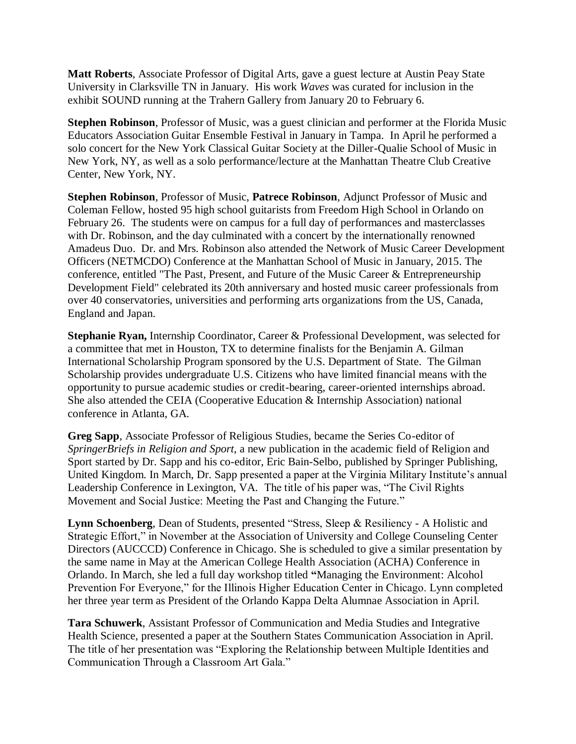**Matt Roberts**, Associate Professor of Digital Arts, gave a guest lecture at Austin Peay State University in Clarksville TN in January. His work *Waves* was curated for inclusion in the exhibit SOUND running at the Trahern Gallery from January 20 to February 6.

**Stephen Robinson**, Professor of Music, was a guest clinician and performer at the Florida Music Educators Association Guitar Ensemble Festival in January in Tampa. In April he performed a solo concert for the New York Classical Guitar Society at the Diller-Qualie School of Music in New York, NY, as well as a solo performance/lecture at the Manhattan Theatre Club Creative Center, New York, NY.

**Stephen Robinson**, Professor of Music, **Patrece Robinson**, Adjunct Professor of Music and Coleman Fellow, hosted 95 high school guitarists from Freedom High School in Orlando on February 26. The students were on campus for a full day of performances and masterclasses with Dr. Robinson, and the day culminated with a concert by the internationally renowned Amadeus Duo. Dr. and Mrs. Robinson also attended the Network of Music Career Development Officers (NETMCDO) Conference at the Manhattan School of Music in January, 2015. The conference, entitled "The Past, Present, and Future of the Music Career & Entrepreneurship Development Field" celebrated its 20th anniversary and hosted music career professionals from over 40 conservatories, universities and performing arts organizations from the US, Canada, England and Japan.

**Stephanie Ryan,** Internship Coordinator, Career & Professional Development, was selected for a committee that met in Houston, TX to determine finalists for the Benjamin A. Gilman International Scholarship Program sponsored by the U.S. Department of State. The Gilman Scholarship provides undergraduate U.S. Citizens who have limited financial means with the opportunity to pursue academic studies or credit-bearing, career-oriented internships abroad. She also attended the CEIA (Cooperative Education & Internship Association) national conference in Atlanta, GA.

**Greg Sapp**, Associate Professor of Religious Studies, became the Series Co-editor of *SpringerBriefs in Religion and Sport*, a new publication in the academic field of Religion and Sport started by Dr. Sapp and his co-editor, Eric Bain-Selbo, published by Springer Publishing, United Kingdom. In March, Dr. Sapp presented a paper at the Virginia Military Institute's annual Leadership Conference in Lexington, VA. The title of his paper was, "The Civil Rights Movement and Social Justice: Meeting the Past and Changing the Future."

**Lynn Schoenberg**, Dean of Students, presented "Stress, Sleep & Resiliency - A Holistic and Strategic Effort," in November at the Association of University and College Counseling Center Directors (AUCCCD) Conference in Chicago. She is scheduled to give a similar presentation by the same name in May at the American College Health Association (ACHA) Conference in Orlando. In March, she led a full day workshop titled **"**Managing the Environment: Alcohol Prevention For Everyone," for the Illinois Higher Education Center in Chicago. Lynn completed her three year term as President of the Orlando Kappa Delta Alumnae Association in April.

**Tara Schuwerk**, Assistant Professor of Communication and Media Studies and Integrative Health Science, presented a paper at the Southern States Communication Association in April. The title of her presentation was "Exploring the Relationship between Multiple Identities and Communication Through a Classroom Art Gala."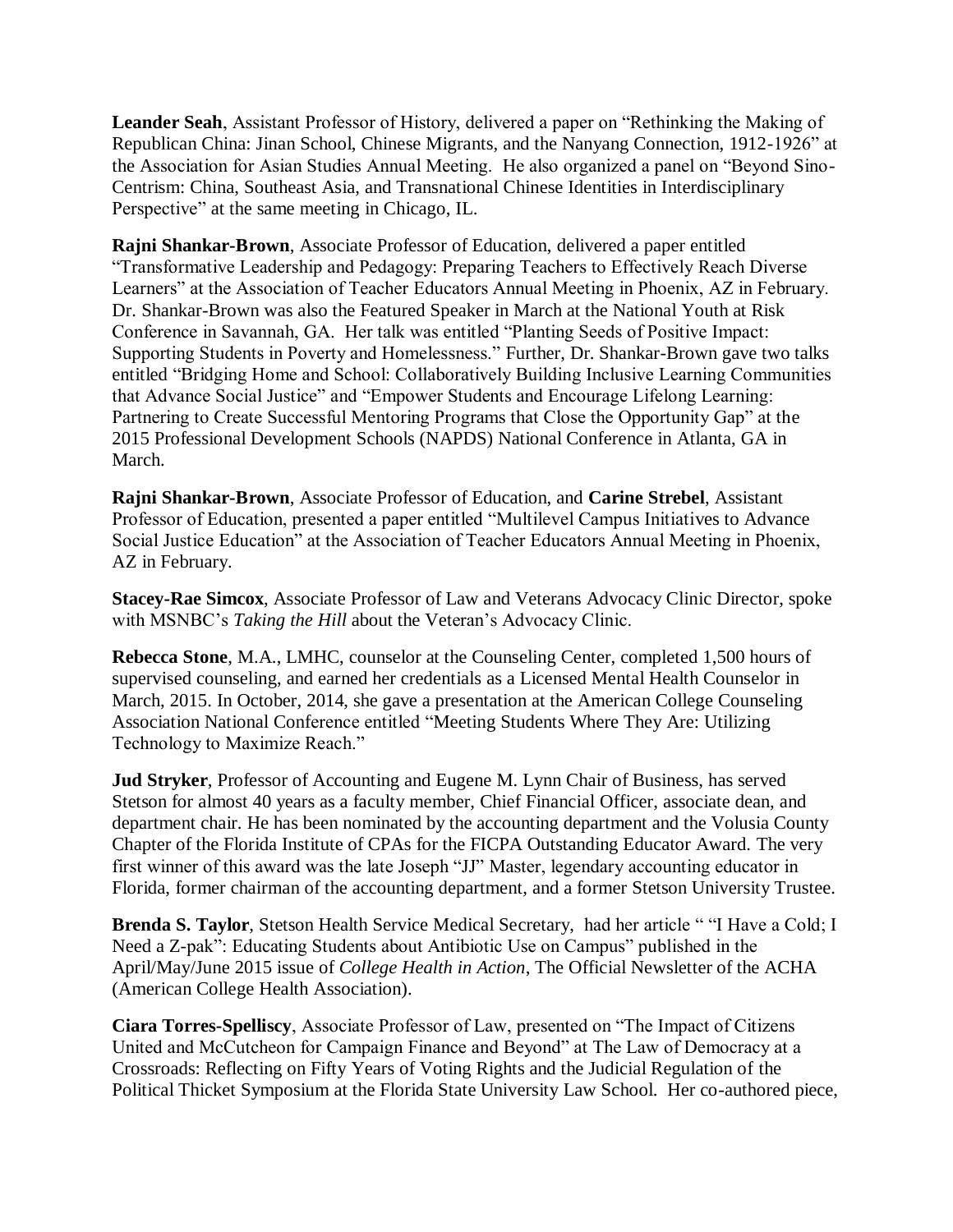**Leander Seah**, Assistant Professor of History, delivered a paper on "Rethinking the Making of Republican China: Jinan School, Chinese Migrants, and the Nanyang Connection, 1912-1926" at the Association for Asian Studies Annual Meeting. He also organized a panel on "Beyond Sino-Centrism: China, Southeast Asia, and Transnational Chinese Identities in Interdisciplinary Perspective" at the same meeting in Chicago, IL.

**Rajni Shankar-Brown**, Associate Professor of Education, delivered a paper entitled "Transformative Leadership and Pedagogy: Preparing Teachers to Effectively Reach Diverse Learners" at the Association of Teacher Educators Annual Meeting in Phoenix, AZ in February. Dr. Shankar-Brown was also the Featured Speaker in March at the National Youth at Risk Conference in Savannah, GA. Her talk was entitled "Planting Seeds of Positive Impact: Supporting Students in Poverty and Homelessness." Further, Dr. Shankar-Brown gave two talks entitled "Bridging Home and School: Collaboratively Building Inclusive Learning Communities that Advance Social Justice" and "Empower Students and Encourage Lifelong Learning: Partnering to Create Successful Mentoring Programs that Close the Opportunity Gap" at the 2015 Professional Development Schools (NAPDS) National Conference in Atlanta, GA in March.

**Rajni Shankar-Brown**, Associate Professor of Education, and **Carine Strebel**, Assistant Professor of Education, presented a paper entitled "Multilevel Campus Initiatives to Advance Social Justice Education" at the Association of Teacher Educators Annual Meeting in Phoenix, AZ in February.

**Stacey-Rae Simcox**, Associate Professor of Law and Veterans Advocacy Clinic Director, spoke with MSNBC's *Taking the Hill* about the Veteran's Advocacy Clinic.

**Rebecca Stone**, M.A., LMHC, counselor at the Counseling Center, completed 1,500 hours of supervised counseling, and earned her credentials as a Licensed Mental Health Counselor in March, 2015. In October, 2014, she gave a presentation at the American College Counseling Association National Conference entitled "Meeting Students Where They Are: Utilizing Technology to Maximize Reach."

**Jud Stryker**, Professor of Accounting and Eugene M. Lynn Chair of Business, has served Stetson for almost 40 years as a faculty member, Chief Financial Officer, associate dean, and department chair. He has been nominated by the accounting department and the Volusia County Chapter of the Florida Institute of CPAs for the FICPA Outstanding Educator Award. The very first winner of this award was the late Joseph "JJ" Master, legendary accounting educator in Florida, former chairman of the accounting department, and a former Stetson University Trustee.

**Brenda S. Taylor**, Stetson Health Service Medical Secretary, had her article " "I Have a Cold; I Need a Z-pak": Educating Students about Antibiotic Use on Campus" published in the April/May/June 2015 issue of *College Health in Action*, The Official Newsletter of the ACHA (American College Health Association).

**Ciara Torres-Spelliscy**, Associate Professor of Law, presented on "The Impact of Citizens United and McCutcheon for Campaign Finance and Beyond" at The Law of Democracy at a Crossroads: Reflecting on Fifty Years of Voting Rights and the Judicial Regulation of the Political Thicket Symposium at the Florida State University Law School. Her co-authored piece,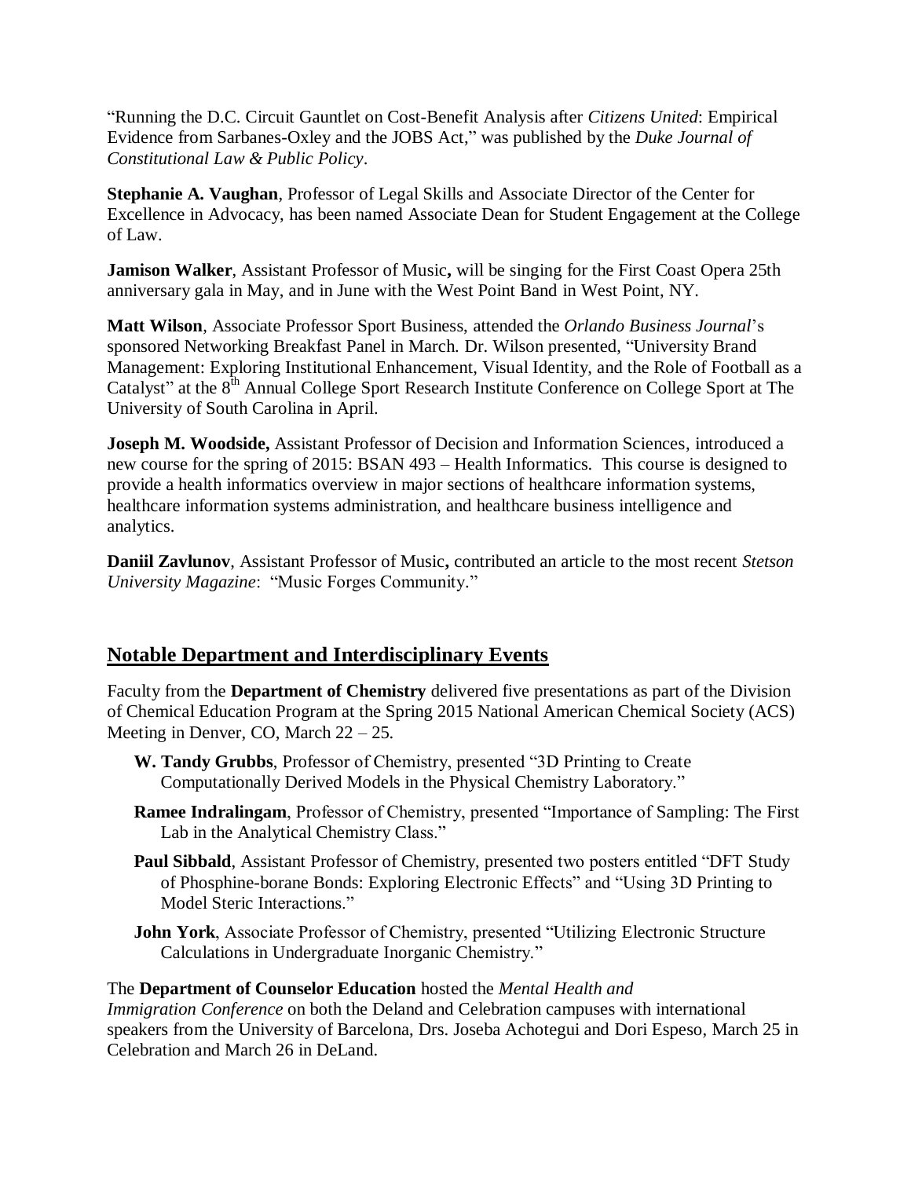"Running the D.C. Circuit Gauntlet on Cost-Benefit Analysis after *Citizens United*: Empirical Evidence from Sarbanes-Oxley and the JOBS Act," was published by the *Duke Journal of Constitutional Law & Public Policy*.

**Stephanie A. Vaughan**, Professor of Legal Skills and Associate Director of the Center for Excellence in Advocacy, has been named Associate Dean for Student Engagement at the College of Law.

**Jamison Walker**, Assistant Professor of Music**,** will be singing for the First Coast Opera 25th anniversary gala in May, and in June with the West Point Band in West Point, NY.

**Matt Wilson**, Associate Professor Sport Business, attended the *Orlando Business Journal*'s sponsored Networking Breakfast Panel in March. Dr. Wilson presented, "University Brand Management: Exploring Institutional Enhancement, Visual Identity, and the Role of Football as a Catalyst" at the 8th Annual College Sport Research Institute Conference on College Sport at The University of South Carolina in April.

**Joseph M. Woodside,** Assistant Professor of Decision and Information Sciences, introduced a new course for the spring of 2015: BSAN 493 – Health Informatics. This course is designed to provide a health informatics overview in major sections of healthcare information systems, healthcare information systems administration, and healthcare business intelligence and analytics.

**Daniil Zavlunov**, Assistant Professor of Music**,** contributed an article to the most recent *Stetson University Magazine*: "Music Forges Community."

## Notable Department and Interdisciplinary Events

Faculty from the **Department of Chemistry** delivered five presentations as part of the Division of Chemical Education Program at the Spring 2015 National American Chemical Society (ACS) Meeting in Denver, CO, March 22 – 25.

- **W. Tandy Grubbs**, Professor of Chemistry, presented "3D Printing to Create Computationally Derived Models in the Physical Chemistry Laboratory."
- **Ramee Indralingam**, Professor of Chemistry, presented "Importance of Sampling: The First Lab in the Analytical Chemistry Class."
- **Paul Sibbald**, Assistant Professor of Chemistry, presented two posters entitled "DFT Study of Phosphine-borane Bonds: Exploring Electronic Effects" and "Using 3D Printing to Model Steric Interactions."
- **John York**, Associate Professor of Chemistry, presented "Utilizing Electronic Structure Calculations in Undergraduate Inorganic Chemistry."

The **Department of Counselor Education** hosted the *Mental Health and Immigration Conference* on both the Deland and Celebration campuses with international speakers from the University of Barcelona, Drs. Joseba Achotegui and Dori Espeso, March 25 in Celebration and March 26 in DeLand.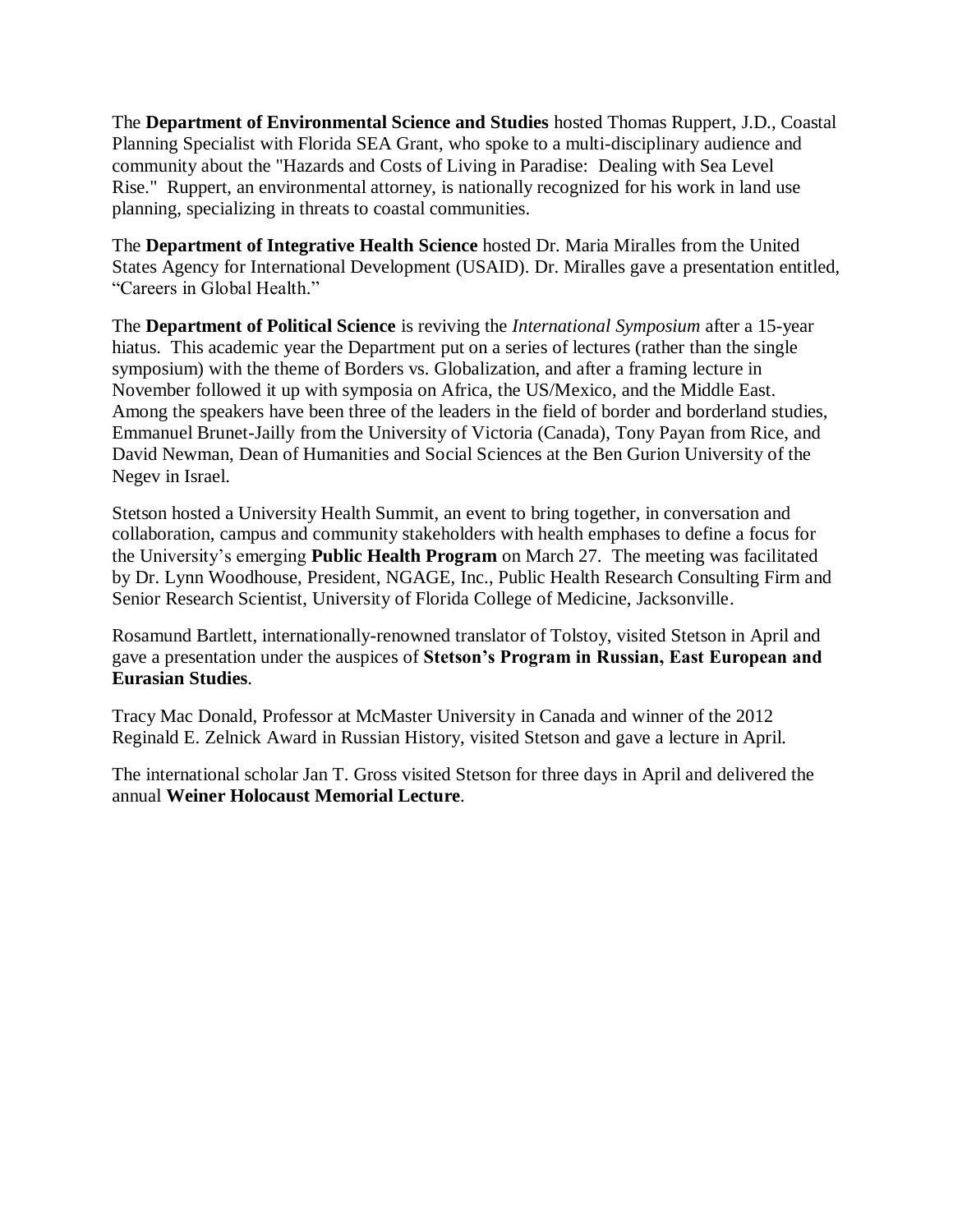The **Department of Environmental Science and Studies** hosted Thomas Ruppert, J.D., Coastal Planning Specialist with Florida SEA Grant, who spoke to a multi-disciplinary audience and community about the "Hazards and Costs of Living in Paradise: Dealing with Sea Level Rise." Ruppert, an environmental attorney, is nationally recognized for his work in land use planning, specializing in threats to coastal communities.

The **Department of Integrative Health Science** hosted Dr. Maria Miralles from the United States Agency for International Development (USAID). Dr. Miralles gave a presentation entitled, "Careers in Global Health."

The **Department of Political Science** is reviving the *International Symposium* after a 15-year hiatus. This academic year the Department put on a series of lectures (rather than the single symposium) with the theme of Borders vs. Globalization, and after a framing lecture in November followed it up with symposia on Africa, the US/Mexico, and the Middle East. Among the speakers have been three of the leaders in the field of border and borderland studies, Emmanuel Brunet-Jailly from the University of Victoria (Canada), Tony Payan from Rice, and David Newman, Dean of Humanities and Social Sciences at the Ben Gurion University of the Negev in Israel.

Stetson hosted a University Health Summit, an event to bring together, in conversation and collaboration, campus and community stakeholders with health emphases to define a focus for the University's emerging **Public Health Program** on March 27. The meeting was facilitated by Dr. Lynn Woodhouse, President, NGAGE, Inc., Public Health Research Consulting Firm and Senior Research Scientist, University of Florida College of Medicine, Jacksonville.

Rosamund Bartlett, internationally-renowned translator of Tolstoy, visited Stetson in April and gave a presentation under the auspices of **Stetson's Program in Russian, East European and Eurasian Studies**.

Tracy Mac Donald, Professor at McMaster University in Canada and winner of the 2012 Reginald E. Zelnick Award in Russian History, visited Stetson and gave a lecture in April.

The international scholar Jan T. Gross visited Stetson for three days in April and delivered the annual **Weiner Holocaust Memorial Lecture**.